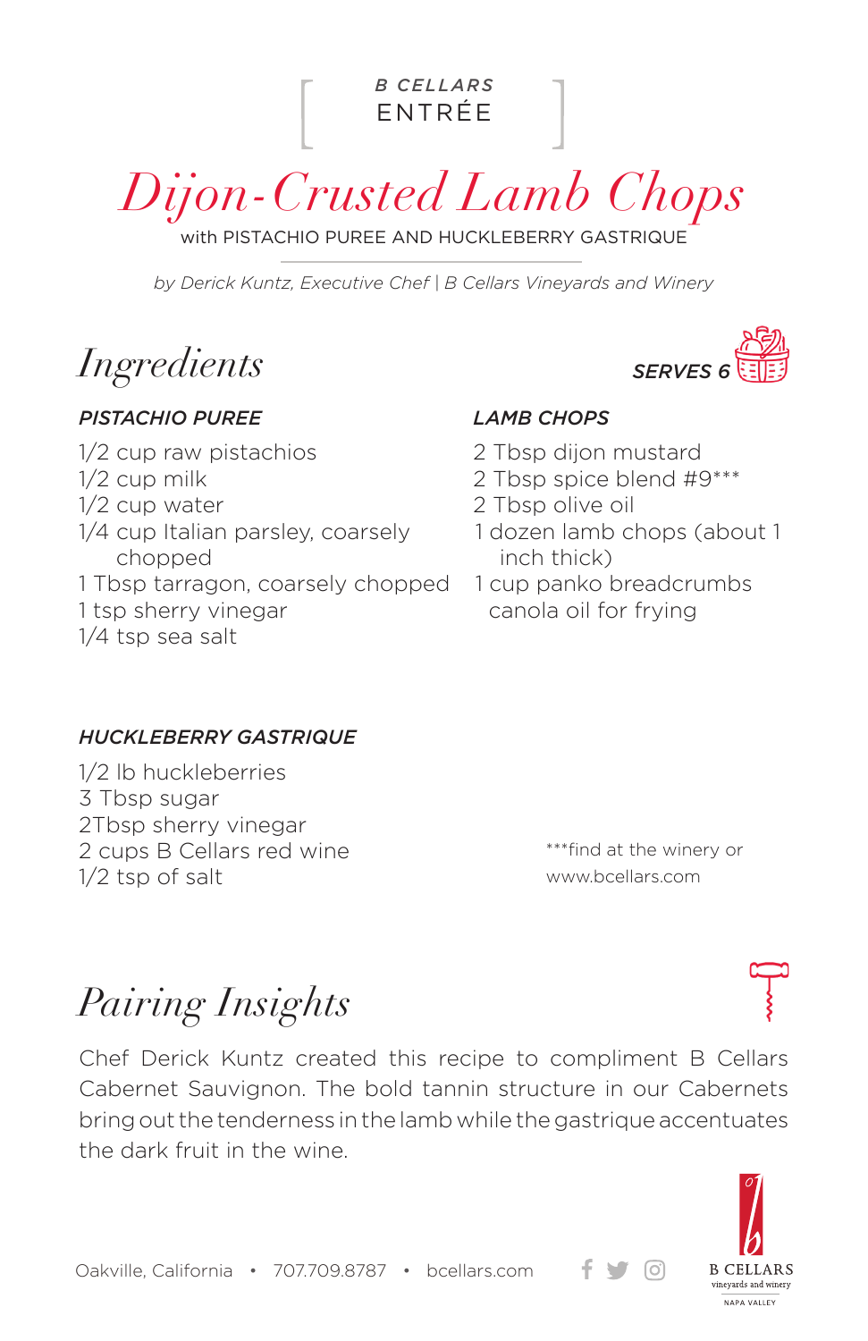B CELLARS
ENTRÉE

# Dijon-Crusted Lamb Chops

with PISTACHIO PUREE AND HUCKLEBERRY GASTRIQUE

*by Derick Kuntz, Executive Chef | B Cellars Vineyards and Winery*

## Ingredients

**SERVES 6**

### PISTACHIO PUREE

1/2 cup raw pistachios
1/2 cup milk
1/2 cup water
1/4 cup Italian parsley, coarsely chopped
1 Tbsp tarragon, coarsely chopped
1 tsp sherry vinegar
1/4 tsp sea salt

### LAMB CHOPS

2 Tbsp dijon mustard
2 Tbsp spice blend #9***
2 Tbsp olive oil
1 dozen lamb chops (about 1 inch thick)
1 cup panko breadcrumbs
canola oil for frying

### HUCKLEBERRY GASTRIQUE

1/2 lb huckleberries
3 Tbsp sugar
2Tbsp sherry vinegar
2 cups B Cellars red wine
1/2 tsp of salt

***find at the winery or www.bcellars.com

## Pairing Insights

Chef Derick Kuntz created this recipe to compliment B Cellars Cabernet Sauvignon. The bold tannin structure in our Cabernets bring out the tenderness in the lamb while the gastrique accentuates the dark fruit in the wine.

Oakville, California • 707.709.8787 • bcellars.com

B CELLARS vineyards and winery NAPA VALLEY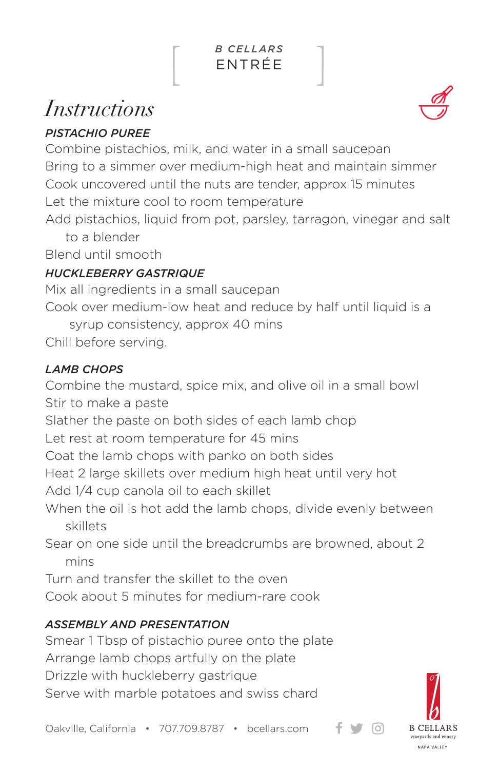B CELLARS

ENTRÉE

# Instructions

### PISTACHIO PUREE

Combine pistachios, milk, and water in a small saucepan
Bring to a simmer over medium-high heat and maintain simmer
Cook uncovered until the nuts are tender, approx 15 minutes
Let the mixture cool to room temperature
Add pistachios, liquid from pot, parsley, tarragon, vinegar and salt to a blender
Blend until smooth

### HUCKLEBERRY GASTRIQUE

Mix all ingredients in a small saucepan
Cook over medium-low heat and reduce by half until liquid is a syrup consistency, approx 40 mins
Chill before serving.

### LAMB CHOPS

Combine the mustard, spice mix, and olive oil in a small bowl
Stir to make a paste
Slather the paste on both sides of each lamb chop
Let rest at room temperature for 45 mins
Coat the lamb chops with panko on both sides
Heat 2 large skillets over medium high heat until very hot
Add 1/4 cup canola oil to each skillet
When the oil is hot add the lamb chops, divide evenly between skillets
Sear on one side until the breadcrumbs are browned, about 2 mins
Turn and transfer the skillet to the oven
Cook about 5 minutes for medium-rare cook

### ASSEMBLY AND PRESENTATION

Smear 1 Tbsp of pistachio puree onto the plate
Arrange lamb chops artfully on the plate
Drizzle with huckleberry gastrique
Serve with marble potatoes and swiss chard

Oakville, California • 707.709.8787 • bcellars.com

B CELLARS
vineyards and winery
NAPA VALLEY